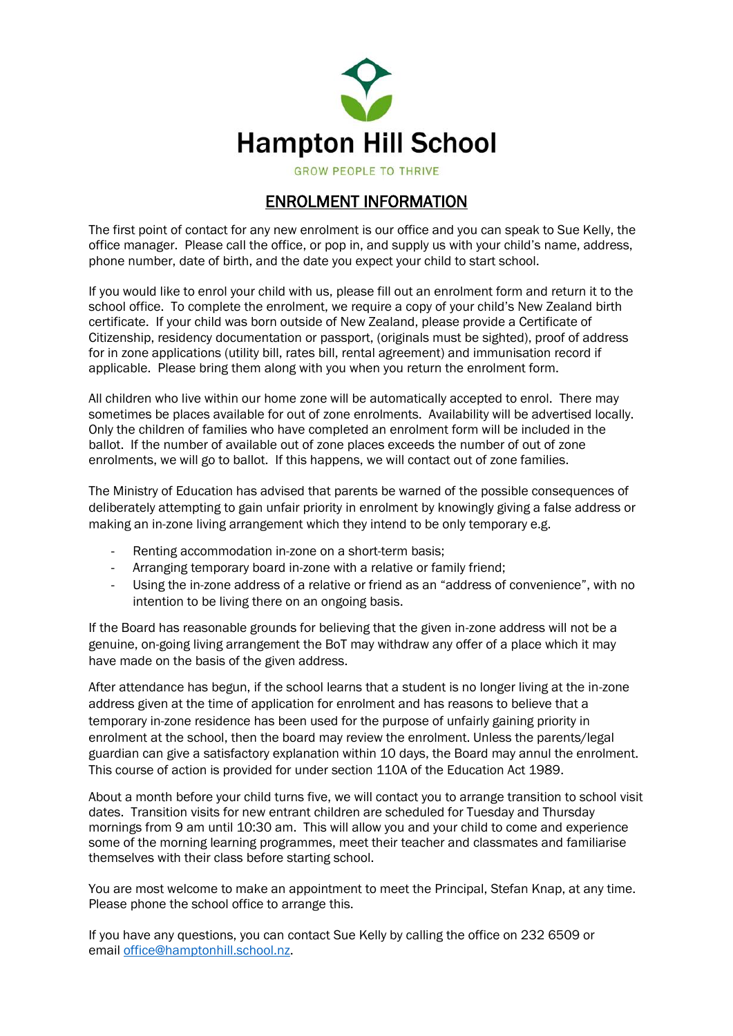# Hampton Hill School

GROW PEOPLE TO THRIVE

## ENROLMENT INFORMATION

The first point of contact for any new enrolment is our office and you can speak to Sue Kelly, the office manager. Please call the office, or pop in, and supply us with your child's name, address, phone number, date of birth, and the date you expect your child to start school.

If you would like to enrol your child with us, please fill out an enrolment form and return it to the school office. To complete the enrolment, we require a copy of your child's New Zealand birth certificate. If your child was born outside of New Zealand, please provide a Certificate of Citizenship, residency documentation or passport, (originals must be sighted), proof of address for in zone applications (utility bill, rates bill, rental agreement) and immunisation record if applicable. Please bring them along with you when you return the enrolment form.

All children who live within our home zone will be automatically accepted to enrol. There may sometimes be places available for out of zone enrolments. Availability will be advertised locally. Only the children of families who have completed an enrolment form will be included in the ballot. If the number of available out of zone places exceeds the number of out of zone enrolments, we will go to ballot. If this happens, we will contact out of zone families.

The Ministry of Education has advised that parents be warned of the possible consequences of deliberately attempting to gain unfair priority in enrolment by knowingly giving a false address or making an in-zone living arrangement which they intend to be only temporary e.g.

- Renting accommodation in-zone on a short-term basis;
- Arranging temporary board in-zone with a relative or family friend;
- Using the in-zone address of a relative or friend as an "address of convenience", with no intention to be living there on an ongoing basis.

If the Board has reasonable grounds for believing that the given in-zone address will not be a genuine, on-going living arrangement the BoT may withdraw any offer of a place which it may have made on the basis of the given address.

After attendance has begun, if the school learns that a student is no longer living at the in-zone address given at the time of application for enrolment and has reasons to believe that a temporary in-zone residence has been used for the purpose of unfairly gaining priority in enrolment at the school, then the board may review the enrolment. Unless the parents/legal guardian can give a satisfactory explanation within 10 days, the Board may annul the enrolment. This course of action is provided for under section 110A of the Education Act 1989.

About a month before your child turns five, we will contact you to arrange transition to school visit dates. Transition visits for new entrant children are scheduled for Tuesday and Thursday mornings from 9 am until 10:30 am. This will allow you and your child to come and experience some of the morning learning programmes, meet their teacher and classmates and familiarise themselves with their class before starting school.

You are most welcome to make an appointment to meet the Principal, Stefan Knap, at any time. Please phone the school office to arrange this.

If you have any questions, you can contact Sue Kelly by calling the office on 232 6509 or email office@hamptonhill.school.nz.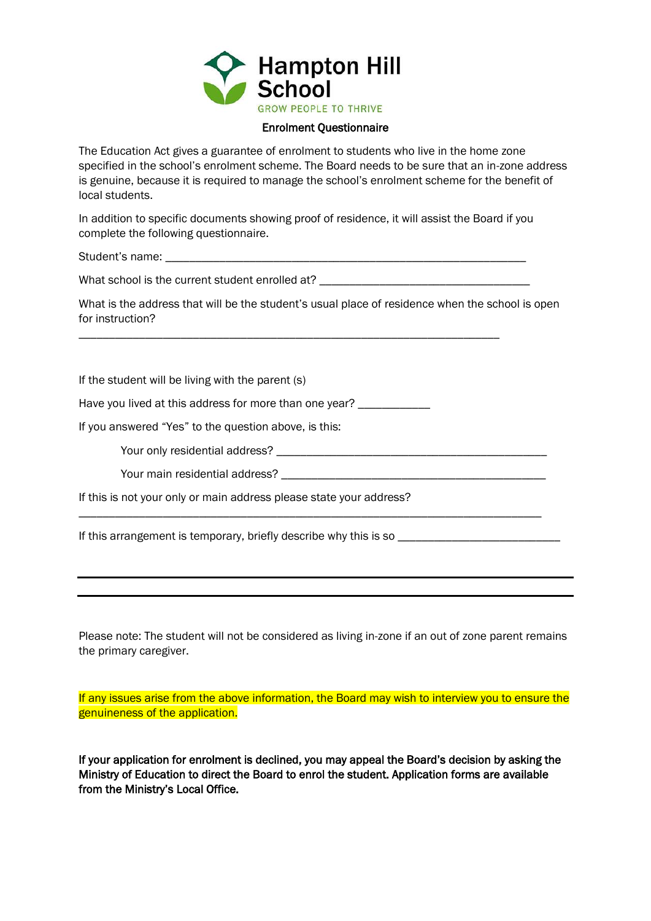# Hampton Hill School

GROW PEOPLE TO THRIVE

## Enrolment Questionnaire

The Education Act gives a guarantee of enrolment to students who live in the home zone specified in the school's enrolment scheme. The Board needs to be sure that an in-zone address is genuine, because it is required to manage the school's enrolment scheme for the benefit of local students.

In addition to specific documents showing proof of residence, it will assist the Board if you complete the following questionnaire.

Student's name: ____________________________________________________________

What school is the current student enrolled at? ___________________________________

What is the address that will be the student's usual place of residence when the school is open for instruction?

______________________________________________________________________

If the student will be living with the parent (s)

Have you lived at this address for more than one year? ___________

If you answered "Yes" to the question above, is this:

Your only residential address? ____________________________________________

Your main residential address? ____________________________________________

If this is not your only or main address please state your address?

______________________________________________________________________

If this arrangement is temporary, briefly describe why this is so ___________________________

______________________________________________________________________

______________________________________________________________________

Please note: The student will not be considered as living in-zone if an out of zone parent remains the primary caregiver.

If any issues arise from the above information, the Board may wish to interview you to ensure the genuineness of the application.

**If your application for enrolment is declined, you may appeal the Board's decision by asking the Ministry of Education to direct the Board to enrol the student. Application forms are available from the Ministry's Local Office.**